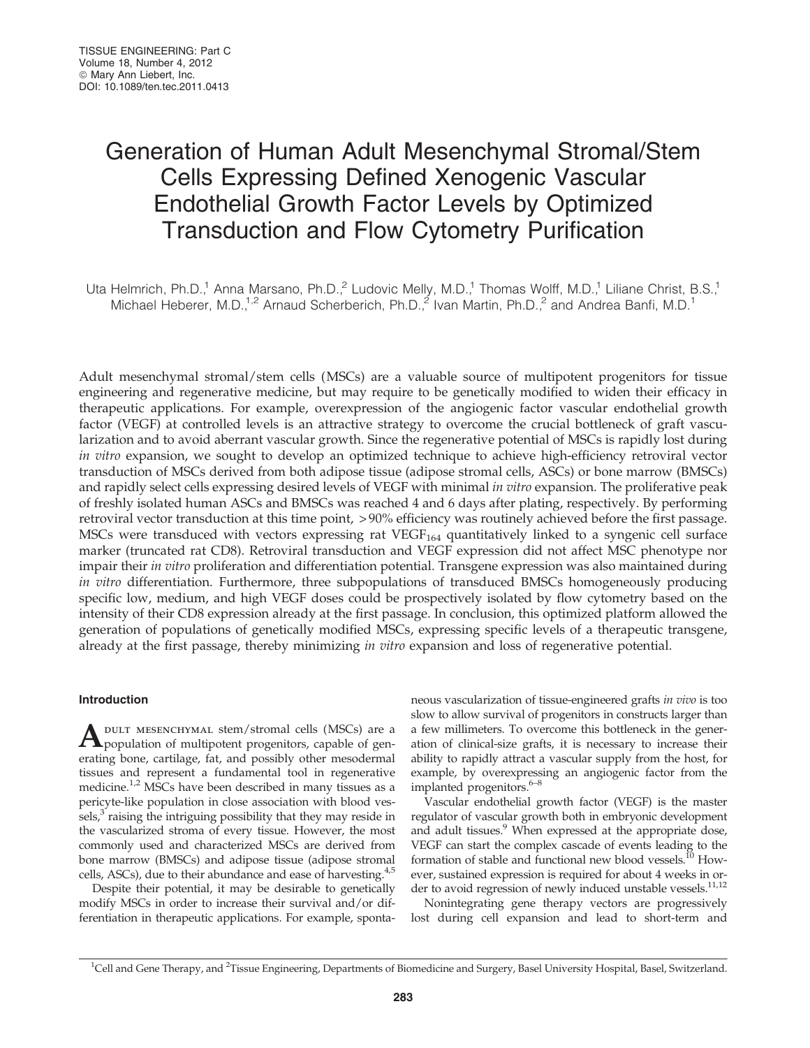# Generation of Human Adult Mesenchymal Stromal/Stem Cells Expressing Defined Xenogenic Vascular Endothelial Growth Factor Levels by Optimized Transduction and Flow Cytometry Purification

Uta Helmrich, Ph.D.,[1] Anna Marsano, Ph.D.,[2] Ludovic Melly, M.D.,[1] Thomas Wolff, M.D.,[1] Liliane Christ, B.S.,[1] Michael Heberer, M.D.,[1,2] Arnaud Scherberich, Ph.D.,[2] Ivan Martin, Ph.D.,[2] and Andrea Banfi, M.D.[1]

Adult mesenchymal stromal/stem cells (MSCs) are a valuable source of multipotent progenitors for tissue engineering and regenerative medicine, but may require to be genetically modified to widen their efficacy in therapeutic applications. For example, overexpression of the angiogenic factor vascular endothelial growth factor (VEGF) at controlled levels is an attractive strategy to overcome the crucial bottleneck of graft vascularization and to avoid aberrant vascular growth. Since the regenerative potential of MSCs is rapidly lost during *in vitro* expansion, we sought to develop an optimized technique to achieve high-efficiency retroviral vector transduction of MSCs derived from both adipose tissue (adipose stromal cells, ASCs) or bone marrow (BMSCs) and rapidly select cells expressing desired levels of VEGF with minimal *in vitro* expansion. The proliferative peak of freshly isolated human ASCs and BMSCs was reached 4 and 6 days after plating, respectively. By performing retroviral vector transduction at this time point, >90% efficiency was routinely achieved before the first passage. MSCs were transduced with vectors expressing rat $VEGF_{164}$ quantitatively linked to a syngenic cell surface marker (truncated rat CD8). Retroviral transduction and VEGF expression did not affect MSC phenotype nor impair their *in vitro* proliferation and differentiation potential. Transgene expression was also maintained during *in vitro* differentiation. Furthermore, three subpopulations of transduced BMSCs homogeneously producing specific low, medium, and high VEGF doses could be prospectively isolated by flow cytometry based on the intensity of their CD8 expression already at the first passage. In conclusion, this optimized platform allowed the generation of populations of genetically modified MSCs, expressing specific levels of a therapeutic transgene, already at the first passage, thereby minimizing *in vitro* expansion and loss of regenerative potential.

## Introduction

Adult mesenchymal stem/stromal cells (MSCs) are a population of multipotent progenitors, capable of generating bone, cartilage, fat, and possibly other mesodermal tissues and represent a fundamental tool in regenerative medicine.[1,2] MSCs have been described in many tissues as a pericyte-like population in close association with blood vessels,[3] raising the intriguing possibility that they may reside in the vascularized stroma of every tissue. However, the most commonly used and characterized MSCs are derived from bone marrow (BMSCs) and adipose tissue (adipose stromal cells, ASCs), due to their abundance and ease of harvesting.[4,5]

Despite their potential, it may be desirable to genetically modify MSCs in order to increase their survival and/or differentiation in therapeutic applications. For example, spontaneous vascularization of tissue-engineered grafts *in vivo* is too slow to allow survival of progenitors in constructs larger than a few millimeters. To overcome this bottleneck in the generation of clinical-size grafts, it is necessary to increase their ability to rapidly attract a vascular supply from the host, for example, by overexpressing an angiogenic factor from the implanted progenitors.[6–8]

Vascular endothelial growth factor (VEGF) is the master regulator of vascular growth both in embryonic development and adult tissues.[9] When expressed at the appropriate dose, VEGF can start the complex cascade of events leading to the formation of stable and functional new blood vessels.[10] However, sustained expression is required for about 4 weeks in order to avoid regression of newly induced unstable vessels.[11,12]

Nonintegrating gene therapy vectors are progressively lost during cell expansion and lead to short-term and

[1]Cell and Gene Therapy, and [2]Tissue Engineering, Departments of Biomedicine and Surgery, Basel University Hospital, Basel, Switzerland.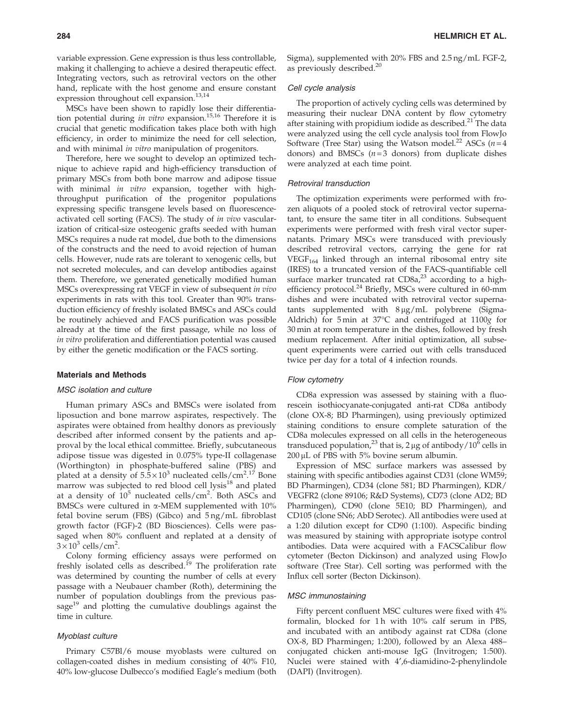variable expression. Gene expression is thus less controllable, making it challenging to achieve a desired therapeutic effect. Integrating vectors, such as retroviral vectors on the other hand, replicate with the host genome and ensure constant expression throughout cell expansion.[13,14]

MSCs have been shown to rapidly lose their differentiation potential during *in vitro* expansion.[15,16] Therefore it is crucial that genetic modification takes place both with high efficiency, in order to minimize the need for cell selection, and with minimal *in vitro* manipulation of progenitors.

Therefore, here we sought to develop an optimized technique to achieve rapid and high-efficiency transduction of primary MSCs from both bone marrow and adipose tissue with minimal *in vitro* expansion, together with high-throughput purification of the progenitor populations expressing specific transgene levels based on fluorescence-activated cell sorting (FACS). The study of *in vivo* vascularization of critical-size osteogenic grafts seeded with human MSCs requires a nude rat model, due both to the dimensions of the constructs and the need to avoid rejection of human cells. However, nude rats are tolerant to xenogenic cells, but not secreted molecules, and can develop antibodies against them. Therefore, we generated genetically modified human MSCs overexpressing rat VEGF in view of subsequent *in vivo* experiments in rats with this tool. Greater than 90% transduction efficiency of freshly isolated BMSCs and ASCs could be routinely achieved and FACS purification was possible already at the time of the first passage, while no loss of *in vitro* proliferation and differentiation potential was caused by either the genetic modification or the FACS sorting.

## Materials and Methods

### MSC isolation and culture

Human primary ASCs and BMSCs were isolated from liposuction and bone marrow aspirates, respectively. The aspirates were obtained from healthy donors as previously described after informed consent by the patients and approval by the local ethical committee. Briefly, subcutaneous adipose tissue was digested in 0.075% type-II collagenase (Worthington) in phosphate-buffered saline (PBS) and plated at a density of $5.5 \times 10^3$ nucleated cells/cm$^2$.[17] Bone marrow was subjected to red blood cell lysis[18] and plated at a density of $10^5$ nucleated cells/cm$^2$. Both ASCs and BMSCs were cultured in α-MEM supplemented with 10% fetal bovine serum (FBS) (Gibco) and 5 ng/mL fibroblast growth factor (FGF)-2 (BD Biosciences). Cells were passaged when 80% confluent and replated at a density of $3 \times 10^3$ cells/cm$^2$.

Colony forming efficiency assays were performed on freshly isolated cells as described.[19] The proliferation rate was determined by counting the number of cells at every passage with a Neubauer chamber (Roth), determining the number of population doublings from the previous passage[19] and plotting the cumulative doublings against the time in culture.

### Myoblast culture

Primary C57Bl/6 mouse myoblasts were cultured on collagen-coated dishes in medium consisting of 40% F10, 40% low-glucose Dulbecco's modified Eagle's medium (both Sigma), supplemented with 20% FBS and 2.5 ng/mL FGF-2, as previously described.[20]

### Cell cycle analysis

The proportion of actively cycling cells was determined by measuring their nuclear DNA content by flow cytometry after staining with propidium iodide as described.[21] The data were analyzed using the cell cycle analysis tool from FlowJo Software (Tree Star) using the Watson model.[22] ASCs ($n=4$ donors) and BMSCs ($n=3$ donors) from duplicate dishes were analyzed at each time point.

### Retroviral transduction

The optimization experiments were performed with frozen aliquots of a pooled stock of retroviral vector supernatant, to ensure the same titer in all conditions. Subsequent experiments were performed with fresh viral vector supernatants. Primary MSCs were transduced with previously described retroviral vectors, carrying the gene for rat $VEGF_{164}$ linked through an internal ribosomal entry site (IRES) to a truncated version of the FACS-quantifiable cell surface marker truncated rat CD8a,[23] according to a high-efficiency protocol.[24] Briefly, MSCs were cultured in 60-mm dishes and were incubated with retroviral vector supernatants supplemented with 8 μg/mL polybrene (Sigma-Aldrich) for 5 min at 37°C and centrifuged at 1100*g* for 30 min at room temperature in the dishes, followed by fresh medium replacement. After initial optimization, all subsequent experiments were carried out with cells transduced twice per day for a total of 4 infection rounds.

### Flow cytometry

CD8a expression was assessed by staining with a fluorescein isothiocyanate-conjugated anti-rat CD8a antibody (clone OX-8; BD Pharmingen), using previously optimized staining conditions to ensure complete saturation of the CD8a molecules expressed on all cells in the heterogeneous transduced population,[23] that is, 2 μg of antibody/$10^6$ cells in 200 μL of PBS with 5% bovine serum albumin.

Expression of MSC surface markers was assessed by staining with specific antibodies against CD31 (clone WM59; BD Pharmingen), CD34 (clone 581; BD Pharmingen), KDR/VEGFR2 (clone 89106; R&D Systems), CD73 (clone AD2; BD Pharmingen), CD90 (clone 5E10; BD Pharmingen), and CD105 (clone SN6; AbD Serotec). All antibodies were used at a 1:20 dilution except for CD90 (1:100). Aspecific binding was measured by staining with appropriate isotype control antibodies. Data were acquired with a FACSCalibur flow cytometer (Becton Dickinson) and analyzed using FlowJo software (Tree Star). Cell sorting was performed with the Influx cell sorter (Becton Dickinson).

### MSC immunostaining

Fifty percent confluent MSC cultures were fixed with 4% formalin, blocked for 1 h with 10% calf serum in PBS, and incubated with an antibody against rat CD8a (clone OX-8, BD Pharmingen; 1:200), followed by an Alexa 488–conjugated chicken anti-mouse IgG (Invitrogen; 1:500). Nuclei were stained with 4′,6-diamidino-2-phenylindole (DAPI) (Invitrogen).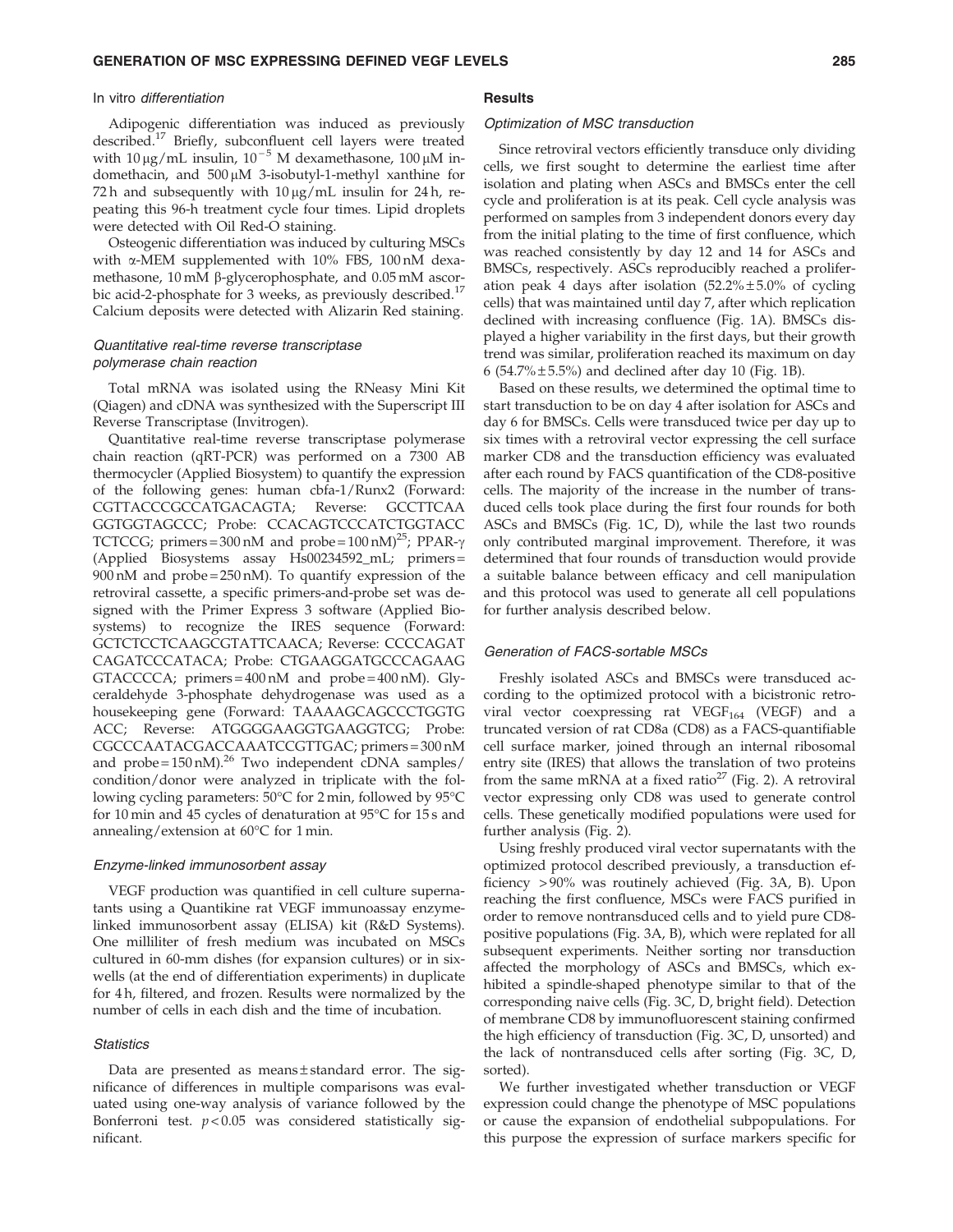### *In vitro differentiation*

Adipogenic differentiation was induced as previously described.[17] Briefly, subconfluent cell layers were treated with 10 μg/mL insulin, $10^{-5}$ M dexamethasone, 100 μM indomethacin, and 500 μM 3-isobutyl-1-methyl xanthine for 72 h and subsequently with 10 μg/mL insulin for 24 h, repeating this 96-h treatment cycle four times. Lipid droplets were detected with Oil Red-O staining.

Osteogenic differentiation was induced by culturing MSCs with α-MEM supplemented with 10% FBS, 100 nM dexamethasone, 10 mM β-glycerophosphate, and 0.05 mM ascorbic acid-2-phosphate for 3 weeks, as previously described.[17] Calcium deposits were detected with Alizarin Red staining.

### *Quantitative real-time reverse transcriptase polymerase chain reaction*

Total mRNA was isolated using the RNeasy Mini Kit (Qiagen) and cDNA was synthesized with the Superscript III Reverse Transcriptase (Invitrogen).

Quantitative real-time reverse transcriptase polymerase chain reaction (qRT-PCR) was performed on a 7300 AB thermocycler (Applied Biosystem) to quantify the expression of the following genes: human cbfa-1/Runx2 (Forward: CGTTACCCGCCATGACAGTA; Reverse: GCCTTCAA GGTGGTAGCCC; Probe: CCACAGTCCCATCTGGTACC TCTCCG; primers = 300 nM and probe = 100 nM)[25]; PPAR-γ (Applied Biosystems assay Hs00234592_mL; primers = 900 nM and probe = 250 nM). To quantify expression of the retroviral cassette, a specific primers-and-probe set was designed with the Primer Express 3 software (Applied Biosystems) to recognize the IRES sequence (Forward: GCTCTCCTCAAGCGTATTCAACA; Reverse: CCCCAGAT CAGATCCCATACA; Probe: CTGAAGGATGCCCAGAAG GTACCCCA; primers = 400 nM and probe = 400 nM). Glyceraldehyde 3-phosphate dehydrogenase was used as a housekeeping gene (Forward: TAAAAGCAGCCCTGGTG ACC; Reverse: ATGGGGAAGGTGAAGGTCG; Probe: CGCCCAATACGACCAAATCCGTTGAC; primers = 300 nM and probe = 150 nM).[26] Two independent cDNA samples/condition/donor were analyzed in triplicate with the following cycling parameters: 50°C for 2 min, followed by 95°C for 10 min and 45 cycles of denaturation at 95°C for 15 s and annealing/extension at 60°C for 1 min.

### *Enzyme-linked immunosorbent assay*

VEGF production was quantified in cell culture supernatants using a Quantikine rat VEGF immunoassay enzyme-linked immunosorbent assay (ELISA) kit (R&D Systems). One milliliter of fresh medium was incubated on MSCs cultured in 60-mm dishes (for expansion cultures) or in six-wells (at the end of differentiation experiments) in duplicate for 4 h, filtered, and frozen. Results were normalized by the number of cells in each dish and the time of incubation.

### *Statistics*

Data are presented as means ± standard error. The significance of differences in multiple comparisons was evaluated using one-way analysis of variance followed by the Bonferroni test. $p < 0.05$ was considered statistically significant.

## Results

### *Optimization of MSC transduction*

Since retroviral vectors efficiently transduce only dividing cells, we first sought to determine the earliest time after isolation and plating when ASCs and BMSCs enter the cell cycle and proliferation is at its peak. Cell cycle analysis was performed on samples from 3 independent donors every day from the initial plating to the time of first confluence, which was reached consistently by day 12 and 14 for ASCs and BMSCs, respectively. ASCs reproducibly reached a proliferation peak 4 days after isolation (52.2% ± 5.0% of cycling cells) that was maintained until day 7, after which replication declined with increasing confluence (Fig. 1A). BMSCs displayed a higher variability in the first days, but their growth trend was similar, proliferation reached its maximum on day 6 (54.7% ± 5.5%) and declined after day 10 (Fig. 1B).

Based on these results, we determined the optimal time to start transduction to be on day 4 after isolation for ASCs and day 6 for BMSCs. Cells were transduced twice per day up to six times with a retroviral vector expressing the cell surface marker CD8 and the transduction efficiency was evaluated after each round by FACS quantification of the CD8-positive cells. The majority of the increase in the number of transduced cells took place during the first four rounds for both ASCs and BMSCs (Fig. 1C, D), while the last two rounds only contributed marginal improvement. Therefore, it was determined that four rounds of transduction would provide a suitable balance between efficacy and cell manipulation and this protocol was used to generate all cell populations for further analysis described below.

### *Generation of FACS-sortable MSCs*

Freshly isolated ASCs and BMSCs were transduced according to the optimized protocol with a bicistronic retroviral vector coexpressing rat $VEGF_{164}$ (VEGF) and a truncated version of rat CD8a (CD8) as a FACS-quantifiable cell surface marker, joined through an internal ribosomal entry site (IRES) that allows the translation of two proteins from the same mRNA at a fixed ratio[27] (Fig. 2). A retroviral vector expressing only CD8 was used to generate control cells. These genetically modified populations were used for further analysis (Fig. 2).

Using freshly produced viral vector supernatants with the optimized protocol described previously, a transduction efficiency >90% was routinely achieved (Fig. 3A, B). Upon reaching the first confluence, MSCs were FACS purified in order to remove nontransduced cells and to yield pure CD8-positive populations (Fig. 3A, B), which were replated for all subsequent experiments. Neither sorting nor transduction affected the morphology of ASCs and BMSCs, which exhibited a spindle-shaped phenotype similar to that of the corresponding naive cells (Fig. 3C, D, bright field). Detection of membrane CD8 by immunofluorescent staining confirmed the high efficiency of transduction (Fig. 3C, D, unsorted) and the lack of nontransduced cells after sorting (Fig. 3C, D, sorted).

We further investigated whether transduction or VEGF expression could change the phenotype of MSC populations or cause the expansion of endothelial subpopulations. For this purpose the expression of surface markers specific for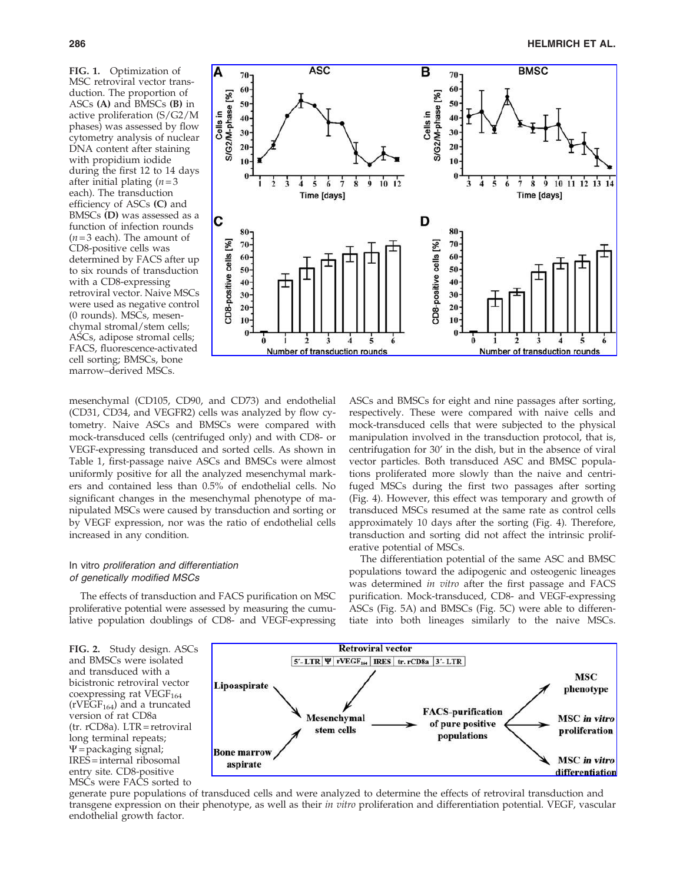**FIG. 1.** Optimization of MSC retroviral vector transduction. The proportion of ASCs **(A)** and BMSCs **(B)** in active proliferation (S/G2/M phases) was assessed by flow cytometry analysis of nuclear DNA content after staining with propidium iodide during the first 12 to 14 days after initial plating ($n = 3$ each). The transduction efficiency of ASCs **(C)** and BMSCs **(D)** was assessed as a function of infection rounds ($n = 3$ each). The amount of CD8-positive cells was determined by FACS after up to six rounds of transduction with a CD8-expressing retroviral vector. Naive MSCs were used as negative control (0 rounds). MSCs, mesenchymal stromal/stem cells; ASCs, adipose stromal cells; FACS, fluorescence-activated cell sorting; BMSCs, bone marrow–derived MSCs.

mesenchymal (CD105, CD90, and CD73) and endothelial (CD31, CD34, and VEGFR2) cells was analyzed by flow cytometry. Naive ASCs and BMSCs were compared with mock-transduced cells (centrifuged only) and with CD8- or VEGF-expressing transduced and sorted cells. As shown in Table 1, first-passage naive ASCs and BMSCs were almost uniformly positive for all the analyzed mesenchymal markers and contained less than 0.5% of endothelial cells. No significant changes in the mesenchymal phenotype of manipulated MSCs were caused by transduction and sorting or by VEGF expression, nor was the ratio of endothelial cells increased in any condition.

### In vitro *proliferation and differentiation of genetically modified MSCs*

The effects of transduction and FACS purification on MSC proliferative potential were assessed by measuring the cumulative population doublings of CD8- and VEGF-expressing ASCs and BMSCs for eight and nine passages after sorting, respectively. These were compared with naive cells and mock-transduced cells that were subjected to the physical manipulation involved in the transduction protocol, that is, centrifugation for 30′ in the dish, but in the absence of viral vector particles. Both transduced ASC and BMSC populations proliferated more slowly than the naive and centrifuged MSCs during the first two passages after sorting (Fig. 4). However, this effect was temporary and growth of transduced MSCs resumed at the same rate as control cells approximately 10 days after the sorting (Fig. 4). Therefore, transduction and sorting did not affect the intrinsic proliferative potential of MSCs.

The differentiation potential of the same ASC and BMSC populations toward the adipogenic and osteogenic lineages was determined *in vitro* after the first passage and FACS purification. Mock-transduced, CD8- and VEGF-expressing ASCs (Fig. 5A) and BMSCs (Fig. 5C) were able to differentiate into both lineages similarly to the naive MSCs.

**FIG. 2.** Study design. ASCs and BMSCs were isolated and transduced with a bicistronic retroviral vector coexpressing rat $VEGF_{164}$ ($rVEGF_{164}$) and a truncated version of rat CD8a (tr. rCD8a). LTR = retroviral long terminal repeats; $\Psi$ = packaging signal; IRES = internal ribosomal entry site. CD8-positive MSCs were FACS sorted to generate pure populations of transduced cells and were analyzed to determine the effects of retroviral transduction and transgene expression on their phenotype, as well as their *in vitro* proliferation and differentiation potential. VEGF, vascular endothelial growth factor.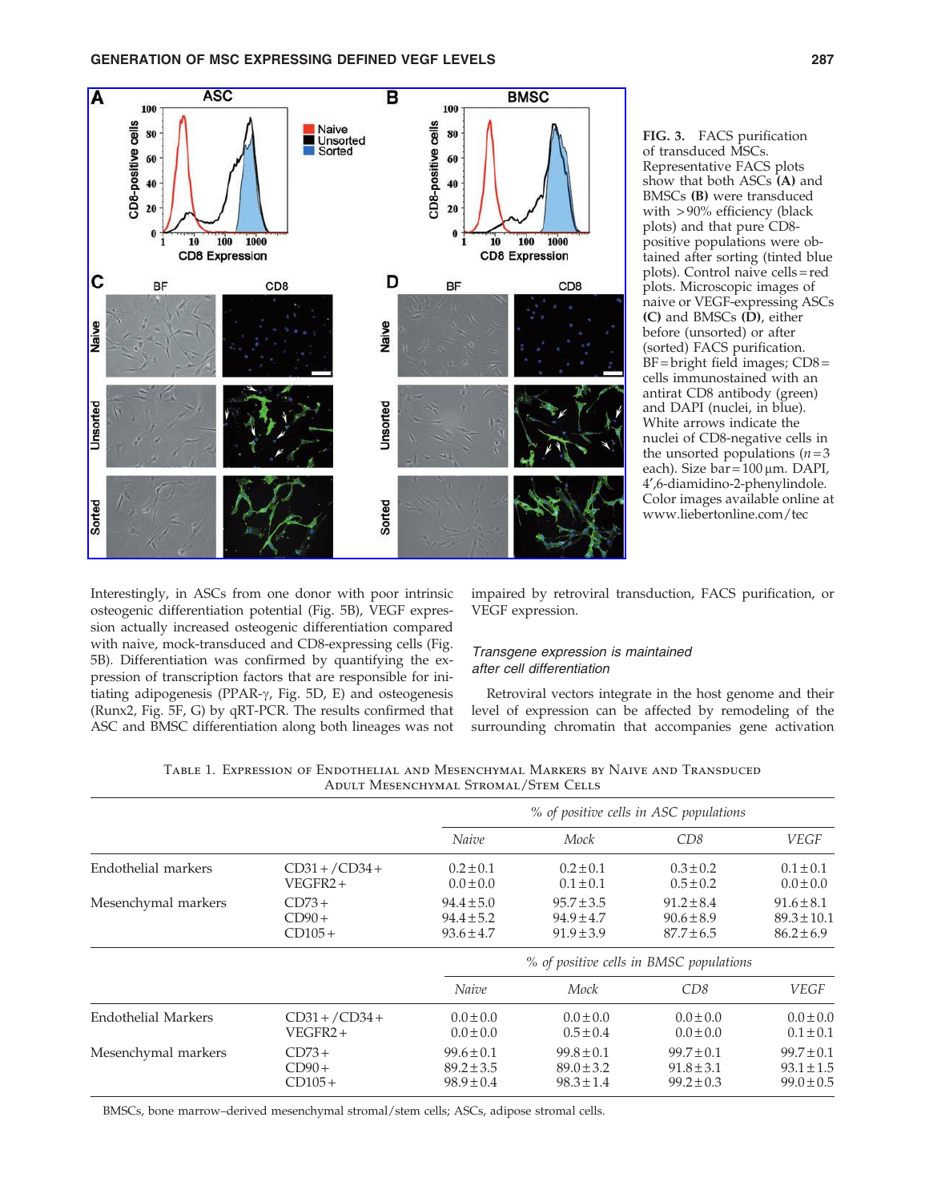FIG. 3. FACS purification of transduced MSCs. Representative FACS plots show that both ASCs **(A)** and BMSCs **(B)** were transduced with >90% efficiency (black plots) and that pure CD8-positive populations were obtained after sorting (tinted blue plots). Control naive cells = red plots. Microscopic images of naive or VEGF-expressing ASCs **(C)** and BMSCs **(D)**, either before (unsorted) or after (sorted) FACS purification. BF = bright field images; CD8 = cells immunostained with an antirat CD8 antibody (green) and DAPI (nuclei, in blue). White arrows indicate the nuclei of CD8-negative cells in the unsorted populations ($n=3$ each). Size bar = 100 μm. DAPI, 4′,6-diamidino-2-phenylindole. Color images available online at www.liebertonline.com/tec

Interestingly, in ASCs from one donor with poor intrinsic osteogenic differentiation potential (Fig. 5B), VEGF expression actually increased osteogenic differentiation compared with naive, mock-transduced and CD8-expressing cells (Fig. 5B). Differentiation was confirmed by quantifying the expression of transcription factors that are responsible for initiating adipogenesis (PPAR-γ, Fig. 5D, E) and osteogenesis (Runx2, Fig. 5F, G) by qRT-PCR. The results confirmed that ASC and BMSC differentiation along both lineages was not impaired by retroviral transduction, FACS purification, or VEGF expression.

### *Transgene expression is maintained after cell differentiation*

Retroviral vectors integrate in the host genome and their level of expression can be affected by remodeling of the surrounding chromatin that accompanies gene activation

Table 1. Expression of Endothelial and Mesenchymal Markers by Naive and Transduced Adult Mesenchymal Stromal/Stem Cells

| | | *% of positive cells in ASC populations* | | | |
|---|---|---|---|---|---|
| | | *Naive* | *Mock* | *CD8* | *VEGF* |
| Endothelial markers | CD31+/CD34+ | 0.2±0.1 | 0.2±0.1 | 0.3±0.2 | 0.1±0.1 |
| | VEGFR2+ | 0.0±0.0 | 0.1±0.1 | 0.5±0.2 | 0.0±0.0 |
| Mesenchymal markers | CD73+ | 94.4±5.0 | 95.7±3.5 | 91.2±8.4 | 91.6±8.1 |
| | CD90+ | 94.4±5.2 | 94.9±4.7 | 90.6±8.9 | 89.3±10.1 |
| | CD105+ | 93.6±4.7 | 91.9±3.9 | 87.7±6.5 | 86.2±6.9 |
| | | *% of positive cells in BMSC populations* | | | |
| | | *Naive* | *Mock* | *CD8* | *VEGF* |
| Endothelial Markers | CD31+/CD34+ | 0.0±0.0 | 0.0±0.0 | 0.0±0.0 | 0.0±0.0 |
| | VEGFR2+ | 0.0±0.0 | 0.5±0.4 | 0.0±0.0 | 0.1±0.1 |
| Mesenchymal markers | CD73+ | 99.6±0.1 | 99.8±0.1 | 99.7±0.1 | 99.7±0.1 |
| | CD90+ | 89.2±3.5 | 89.0±3.2 | 91.8±3.1 | 93.1±1.5 |
| | CD105+ | 98.9±0.4 | 98.3±1.4 | 99.2±0.3 | 99.0±0.5 |

BMSCs, bone marrow–derived mesenchymal stromal/stem cells; ASCs, adipose stromal cells.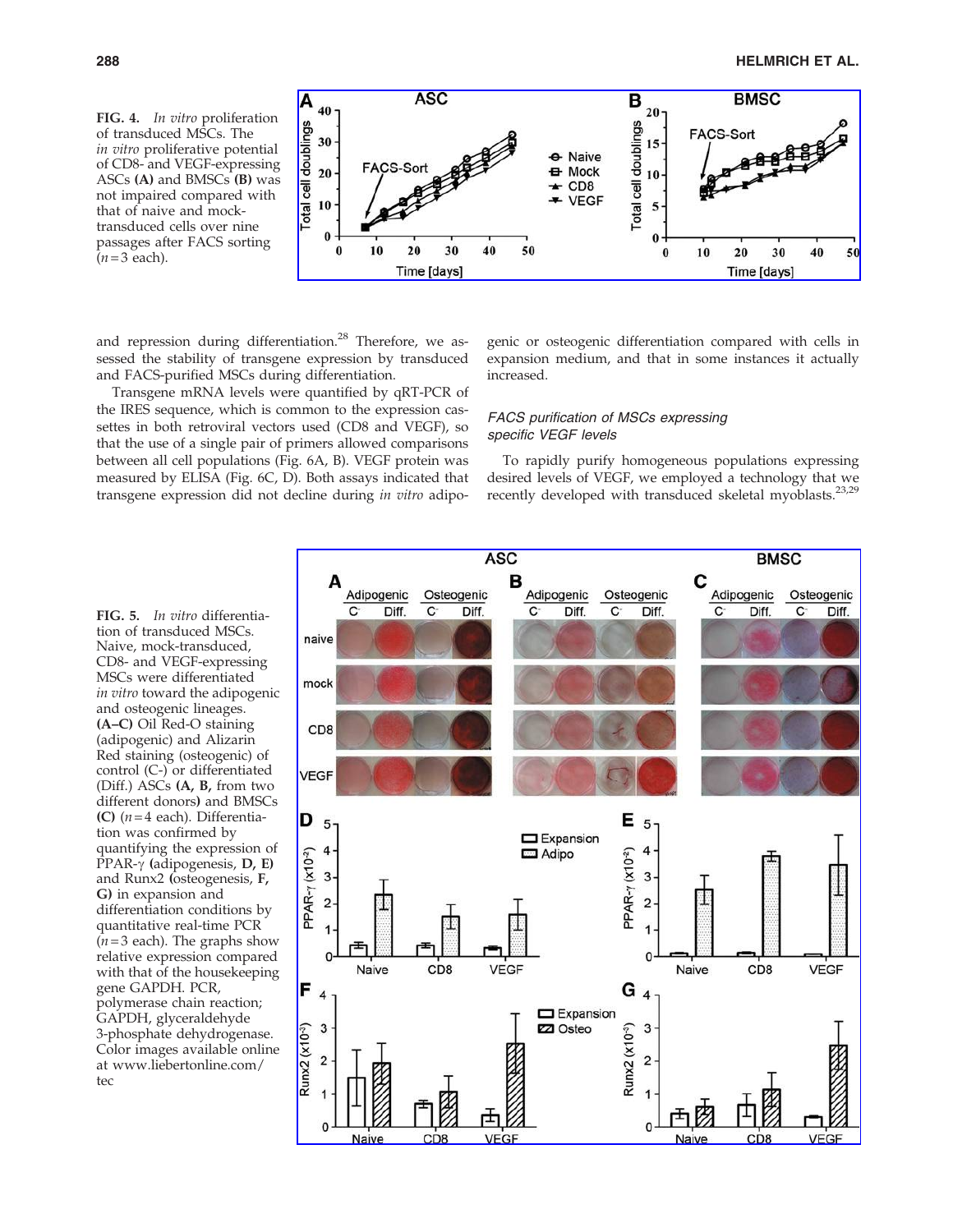FIG. 4. *In vitro* proliferation of transduced MSCs. The *in vitro* proliferative potential of CD8- and VEGF-expressing ASCs **(A)** and BMSCs **(B)** was not impaired compared with that of naive and mock-transduced cells over nine passages after FACS sorting ($n = 3$ each).

and repression during differentiation.[28] Therefore, we assessed the stability of transgene expression by transduced and FACS-purified MSCs during differentiation.

Transgene mRNA levels were quantified by qRT-PCR of the IRES sequence, which is common to the expression cassettes in both retroviral vectors used (CD8 and VEGF), so that the use of a single pair of primers allowed comparisons between all cell populations (Fig. 6A, B). VEGF protein was measured by ELISA (Fig. 6C, D). Both assays indicated that transgene expression did not decline during *in vitro* adipogenic or osteogenic differentiation compared with cells in expansion medium, and that in some instances it actually increased.

### FACS purification of MSCs expressing specific VEGF levels

To rapidly purify homogeneous populations expressing desired levels of VEGF, we employed a technology that we recently developed with transduced skeletal myoblasts.[23,29]

FIG. 5. *In vitro* differentiation of transduced MSCs. Naive, mock-transduced, CD8- and VEGF-expressing MSCs were differentiated *in vitro* toward the adipogenic and osteogenic lineages. **(A–C)** Oil Red-O staining (adipogenic) and Alizarin Red staining (osteogenic) of control (C-) or differentiated (Diff.) ASCs **(A, B,** from two different donors**)** and BMSCs **(C)** ($n = 4$ each). Differentiation was confirmed by quantifying the expression of PPAR-γ (adipogenesis, **D, E)** and Runx2 **(**osteogenesis, **F, G)** in expansion and differentiation conditions by quantitative real-time PCR ($n = 3$ each). The graphs show relative expression compared with that of the housekeeping gene GAPDH. PCR, polymerase chain reaction; GAPDH, glyceraldehyde 3-phosphate dehydrogenase. Color images available online at www.liebertonline.com/tec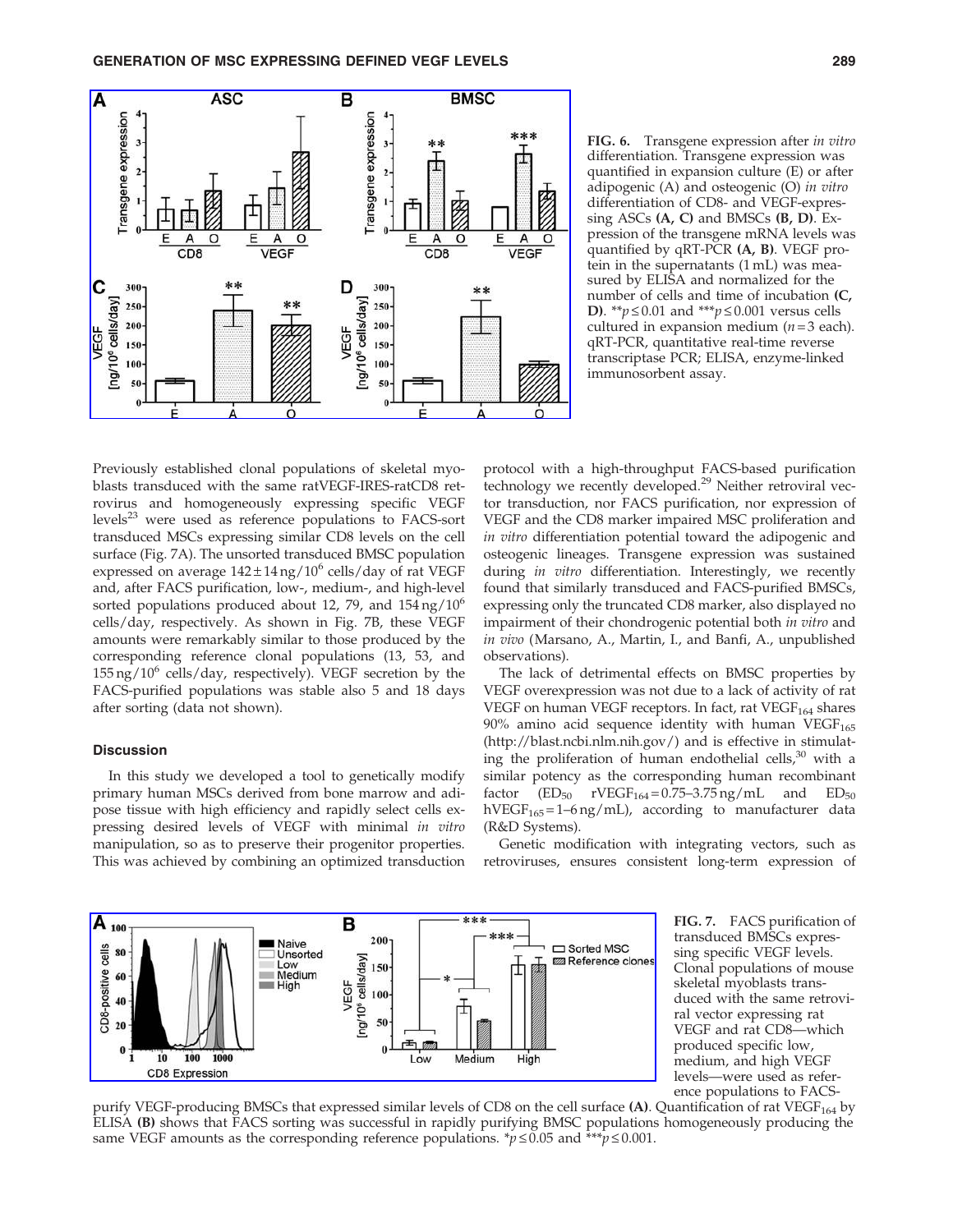**FIG. 6.** Transgene expression after *in vitro* differentiation. Transgene expression was quantified in expansion culture (E) or after adipogenic (A) and osteogenic (O) *in vitro* differentiation of CD8- and VEGF-expressing ASCs **(A, C)** and BMSCs **(B, D)**. Expression of the transgene mRNA levels was quantified by qRT-PCR **(A, B)**. VEGF protein in the supernatants (1 mL) was measured by ELISA and normalized for the number of cells and time of incubation **(C, D)**. \*\*$p \leq 0.01$ and \*\*\*$p \leq 0.001$ versus cells cultured in expansion medium ($n = 3$ each). qRT-PCR, quantitative real-time reverse transcriptase PCR; ELISA, enzyme-linked immunosorbent assay.

Previously established clonal populations of skeletal myoblasts transduced with the same ratVEGF-IRES-ratCD8 retrovirus and homogeneously expressing specific VEGF levels[23] were used as reference populations to FACS-sort transduced MSCs expressing similar CD8 levels on the cell surface (Fig. 7A). The unsorted transduced BMSC population expressed on average $142 \pm 14$ ng/$10^6$ cells/day of rat VEGF and, after FACS purification, low-, medium-, and high-level sorted populations produced about 12, 79, and 154 ng/$10^6$ cells/day, respectively. As shown in Fig. 7B, these VEGF amounts were remarkably similar to those produced by the corresponding reference clonal populations (13, 53, and 155 ng/$10^6$ cells/day, respectively). VEGF secretion by the FACS-purified populations was stable also 5 and 18 days after sorting (data not shown).

## Discussion

In this study we developed a tool to genetically modify primary human MSCs derived from bone marrow and adipose tissue with high efficiency and rapidly select cells expressing desired levels of VEGF with minimal *in vitro* manipulation, so as to preserve their progenitor properties. This was achieved by combining an optimized transduction protocol with a high-throughput FACS-based purification technology we recently developed.[29] Neither retroviral vector transduction, nor FACS purification, nor expression of VEGF and the CD8 marker impaired MSC proliferation and *in vitro* differentiation potential toward the adipogenic and osteogenic lineages. Transgene expression was sustained during *in vitro* differentiation. Interestingly, we recently found that similarly transduced and FACS-purified BMSCs, expressing only the truncated CD8 marker, also displayed no impairment of their chondrogenic potential both *in vitro* and *in vivo* (Marsano, A., Martin, I., and Banfi, A., unpublished observations).

The lack of detrimental effects on BMSC properties by VEGF overexpression was not due to a lack of activity of rat VEGF on human VEGF receptors. In fact, rat $VEGF_{164}$ shares 90% amino acid sequence identity with human $VEGF_{165}$ (http://blast.ncbi.nlm.nih.gov/) and is effective in stimulating the proliferation of human endothelial cells,[30] with a similar potency as the corresponding human recombinant factor ($ED_{50}$ $rVEGF_{164} = 0.75$–$3.75$ ng/mL and $ED_{50}$ $hVEGF_{165} = 1$–$6$ ng/mL), according to manufacturer data (R&D Systems).

Genetic modification with integrating vectors, such as retroviruses, ensures consistent long-term expression of

**FIG. 7.** FACS purification of transduced BMSCs expressing specific VEGF levels. Clonal populations of mouse skeletal myoblasts transduced with the same retroviral vector expressing rat VEGF and rat CD8—which produced specific low, medium, and high VEGF levels—were used as reference populations to FACS-purify VEGF-producing BMSCs that expressed similar levels of CD8 on the cell surface **(A)**. Quantification of rat $VEGF_{164}$ by ELISA **(B)** shows that FACS sorting was successful in rapidly purifying BMSC populations homogeneously producing the same VEGF amounts as the corresponding reference populations. \*$p \leq 0.05$ and \*\*\*$p \leq 0.001$.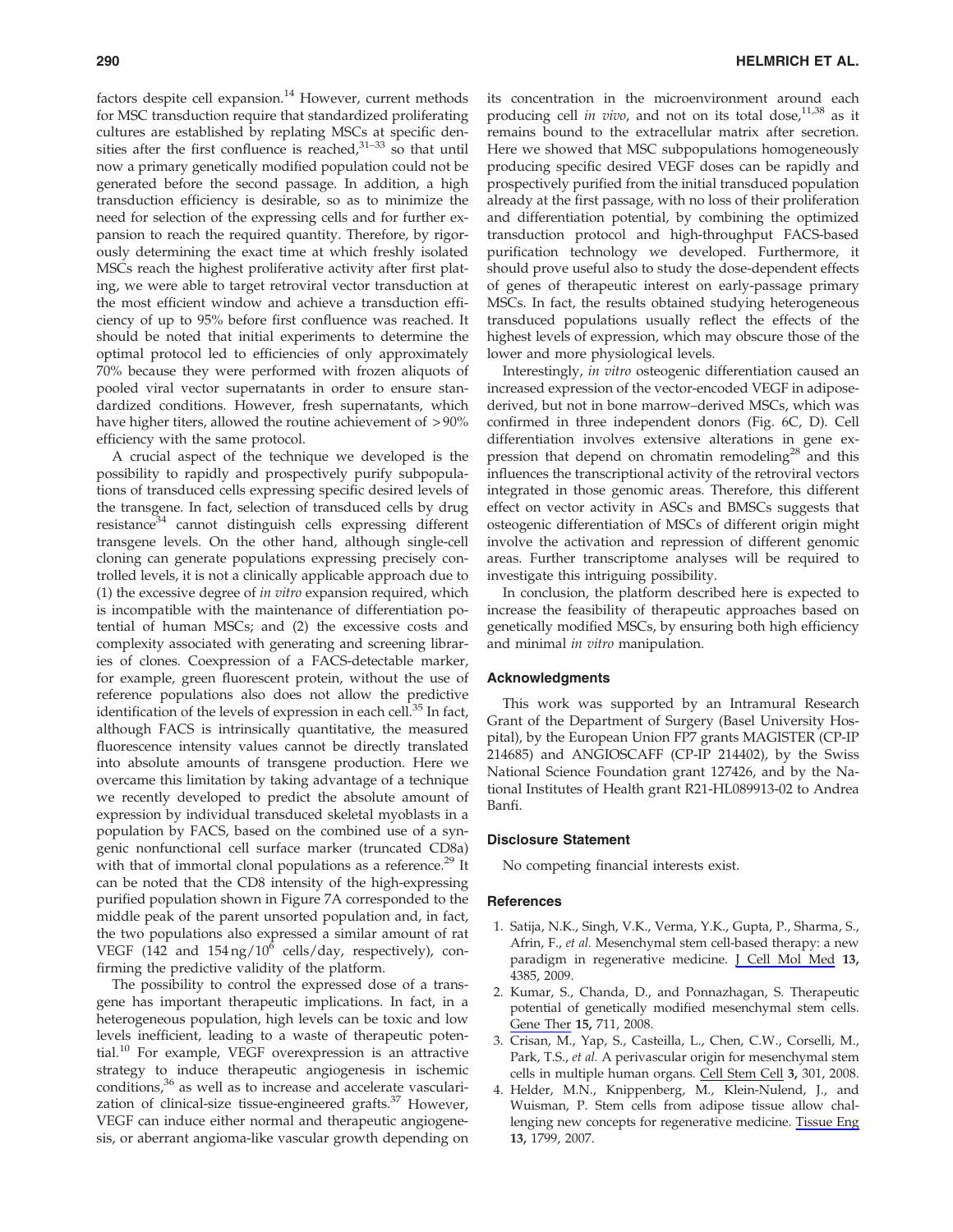factors despite cell expansion.[14] However, current methods for MSC transduction require that standardized proliferating cultures are established by replating MSCs at specific densities after the first confluence is reached,[31–33] so that until now a primary genetically modified population could not be generated before the second passage. In addition, a high transduction efficiency is desirable, so as to minimize the need for selection of the expressing cells and for further expansion to reach the required quantity. Therefore, by rigorously determining the exact time at which freshly isolated MSCs reach the highest proliferative activity after first plating, we were able to target retroviral vector transduction at the most efficient window and achieve a transduction efficiency of up to 95% before first confluence was reached. It should be noted that initial experiments to determine the optimal protocol led to efficiencies of only approximately 70% because they were performed with frozen aliquots of pooled viral vector supernatants in order to ensure standardized conditions. However, fresh supernatants, which have higher titers, allowed the routine achievement of >90% efficiency with the same protocol.

A crucial aspect of the technique we developed is the possibility to rapidly and prospectively purify subpopulations of transduced cells expressing specific desired levels of the transgene. In fact, selection of transduced cells by drug resistance[34] cannot distinguish cells expressing different transgene levels. On the other hand, although single-cell cloning can generate populations expressing precisely controlled levels, it is not a clinically applicable approach due to (1) the excessive degree of *in vitro* expansion required, which is incompatible with the maintenance of differentiation potential of human MSCs; and (2) the excessive costs and complexity associated with generating and screening libraries of clones. Coexpression of a FACS-detectable marker, for example, green fluorescent protein, without the use of reference populations also does not allow the predictive identification of the levels of expression in each cell.[35] In fact, although FACS is intrinsically quantitative, the measured fluorescence intensity values cannot be directly translated into absolute amounts of transgene production. Here we overcame this limitation by taking advantage of a technique we recently developed to predict the absolute amount of expression by individual transduced skeletal myoblasts in a population by FACS, based on the combined use of a syngenic nonfunctional cell surface marker (truncated CD8a) with that of immortal clonal populations as a reference.[29] It can be noted that the CD8 intensity of the high-expressing purified population shown in Figure 7A corresponded to the middle peak of the parent unsorted population and, in fact, the two populations also expressed a similar amount of rat VEGF (142 and 154 ng/$10^6$ cells/day, respectively), confirming the predictive validity of the platform.

The possibility to control the expressed dose of a transgene has important therapeutic implications. In fact, in a heterogeneous population, high levels can be toxic and low levels inefficient, leading to a waste of therapeutic potential.[10] For example, VEGF overexpression is an attractive strategy to induce therapeutic angiogenesis in ischemic conditions,[36] as well as to increase and accelerate vascularization of clinical-size tissue-engineered grafts.[37] However, VEGF can induce either normal and therapeutic angiogenesis, or aberrant angioma-like vascular growth depending on its concentration in the microenvironment around each producing cell *in vivo*, and not on its total dose,[11,38] as it remains bound to the extracellular matrix after secretion. Here we showed that MSC subpopulations homogeneously producing specific desired VEGF doses can be rapidly and prospectively purified from the initial transduced population already at the first passage, with no loss of their proliferation and differentiation potential, by combining the optimized transduction protocol and high-throughput FACS-based purification technology we developed. Furthermore, it should prove useful also to study the dose-dependent effects of genes of therapeutic interest on early-passage primary MSCs. In fact, the results obtained studying heterogeneous transduced populations usually reflect the effects of the highest levels of expression, which may obscure those of the lower and more physiological levels.

Interestingly, *in vitro* osteogenic differentiation caused an increased expression of the vector-encoded VEGF in adipose-derived, but not in bone marrow–derived MSCs, which was confirmed in three independent donors (Fig. 6C, D). Cell differentiation involves extensive alterations in gene expression that depend on chromatin remodeling[28] and this influences the transcriptional activity of the retroviral vectors integrated in those genomic areas. Therefore, this different effect on vector activity in ASCs and BMSCs suggests that osteogenic differentiation of MSCs of different origin might involve the activation and repression of different genomic areas. Further transcriptome analyses will be required to investigate this intriguing possibility.

In conclusion, the platform described here is expected to increase the feasibility of therapeutic approaches based on genetically modified MSCs, by ensuring both high efficiency and minimal *in vitro* manipulation.

## Acknowledgments

This work was supported by an Intramural Research Grant of the Department of Surgery (Basel University Hospital), by the European Union FP7 grants MAGISTER (CP-IP 214685) and ANGIOSCAFF (CP-IP 214402), by the Swiss National Science Foundation grant 127426, and by the National Institutes of Health grant R21-HL089913-02 to Andrea Banfi.

## Disclosure Statement

No competing financial interests exist.

## References

1. Satija, N.K., Singh, V.K., Verma, Y.K., Gupta, P., Sharma, S., Afrin, F., *et al.* Mesenchymal stem cell-based therapy: a new paradigm in regenerative medicine. J Cell Mol Med **13,** 4385, 2009.
2. Kumar, S., Chanda, D., and Ponnazhagan, S. Therapeutic potential of genetically modified mesenchymal stem cells. Gene Ther **15,** 711, 2008.
3. Crisan, M., Yap, S., Casteilla, L., Chen, C.W., Corselli, M., Park, T.S., *et al.* A perivascular origin for mesenchymal stem cells in multiple human organs. Cell Stem Cell **3,** 301, 2008.
4. Helder, M.N., Knippenberg, M., Klein-Nulend, J., and Wuisman, P. Stem cells from adipose tissue allow challenging new concepts for regenerative medicine. Tissue Eng **13,** 1799, 2007.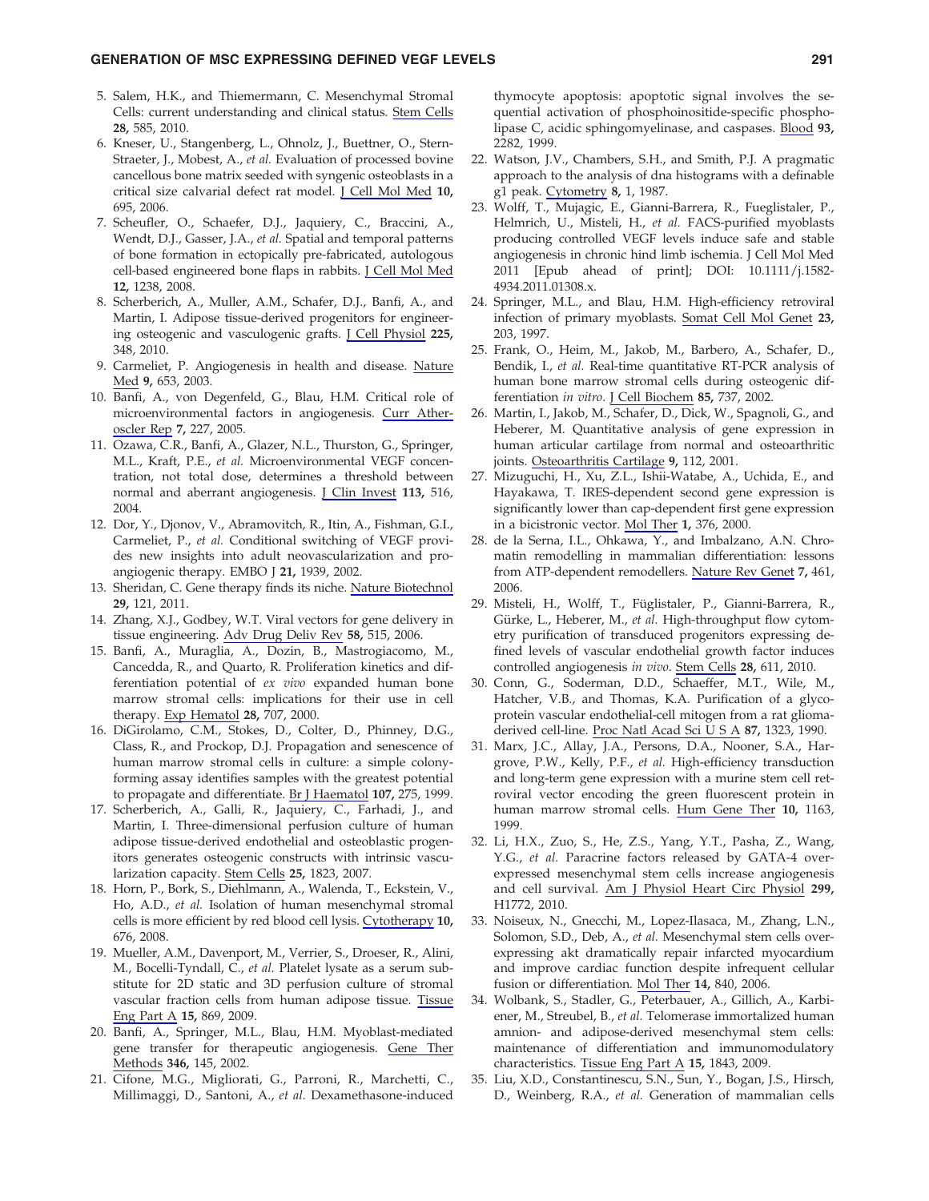5. Salem, H.K., and Thiemermann, C. Mesenchymal Stromal Cells: current understanding and clinical status. Stem Cells **28,** 585, 2010.
6. Kneser, U., Stangenberg, L., Ohnolz, J., Buettner, O., Stern-Straeter, J., Mobest, A., *et al.* Evaluation of processed bovine cancellous bone matrix seeded with syngenic osteoblasts in a critical size calvarial defect rat model. J Cell Mol Med **10,** 695, 2006.
7. Scheufler, O., Schaefer, D.J., Jaquiery, C., Braccini, A., Wendt, D.J., Gasser, J.A., *et al.* Spatial and temporal patterns of bone formation in ectopically pre-fabricated, autologous cell-based engineered bone flaps in rabbits. J Cell Mol Med **12,** 1238, 2008.
8. Scherberich, A., Muller, A.M., Schafer, D.J., Banfi, A., and Martin, I. Adipose tissue-derived progenitors for engineering osteogenic and vasculogenic grafts. J Cell Physiol **225,** 348, 2010.
9. Carmeliet, P. Angiogenesis in health and disease. Nature Med **9,** 653, 2003.
10. Banfi, A., von Degenfeld, G., Blau, H.M. Critical role of microenvironmental factors in angiogenesis. Curr Atheroscler Rep **7,** 227, 2005.
11. Ozawa, C.R., Banfi, A., Glazer, N.L., Thurston, G., Springer, M.L., Kraft, P.E., *et al.* Microenvironmental VEGF concentration, not total dose, determines a threshold between normal and aberrant angiogenesis. J Clin Invest **113,** 516, 2004.
12. Dor, Y., Djonov, V., Abramovitch, R., Itin, A., Fishman, G.I., Carmeliet, P., *et al.* Conditional switching of VEGF provides new insights into adult neovascularization and pro-angiogenic therapy. EMBO J **21,** 1939, 2002.
13. Sheridan, C. Gene therapy finds its niche. Nature Biotechnol **29,** 121, 2011.
14. Zhang, X.J., Godbey, W.T. Viral vectors for gene delivery in tissue engineering. Adv Drug Deliv Rev **58,** 515, 2006.
15. Banfi, A., Muraglia, A., Dozin, B., Mastrogiacomo, M., Cancedda, R., and Quarto, R. Proliferation kinetics and differentiation potential of *ex vivo* expanded human bone marrow stromal cells: implications for their use in cell therapy. Exp Hematol **28,** 707, 2000.
16. DiGirolamo, C.M., Stokes, D., Colter, D., Phinney, D.G., Class, R., and Prockop, D.J. Propagation and senescence of human marrow stromal cells in culture: a simple colony-forming assay identifies samples with the greatest potential to propagate and differentiate. Br J Haematol **107,** 275, 1999.
17. Scherberich, A., Galli, R., Jaquiery, C., Farhadi, J., and Martin, I. Three-dimensional perfusion culture of human adipose tissue-derived endothelial and osteoblastic progenitors generates osteogenic constructs with intrinsic vascularization capacity. Stem Cells **25,** 1823, 2007.
18. Horn, P., Bork, S., Diehlmann, A., Walenda, T., Eckstein, V., Ho, A.D., *et al.* Isolation of human mesenchymal stromal cells is more efficient by red blood cell lysis. Cytotherapy **10,** 676, 2008.
19. Mueller, A.M., Davenport, M., Verrier, S., Droeser, R., Alini, M., Bocelli-Tyndall, C., *et al.* Platelet lysate as a serum substitute for 2D static and 3D perfusion culture of stromal vascular fraction cells from human adipose tissue. Tissue Eng Part A **15,** 869, 2009.
20. Banfi, A., Springer, M.L., Blau, H.M. Myoblast-mediated gene transfer for therapeutic angiogenesis. Gene Ther Methods **346,** 145, 2002.
21. Cifone, M.G., Migliorati, G., Parroni, R., Marchetti, C., Millimaggi, D., Santoni, A., *et al.* Dexamethasone-induced thymocyte apoptosis: apoptotic signal involves the sequential activation of phosphoinositide-specific phospholipase C, acidic sphingomyelinase, and caspases. Blood **93,** 2282, 1999.
22. Watson, J.V., Chambers, S.H., and Smith, P.J. A pragmatic approach to the analysis of dna histograms with a definable g1 peak. Cytometry **8,** 1, 1987.
23. Wolff, T., Mujagic, E., Gianni-Barrera, R., Fueglistaler, P., Helmrich, U., Misteli, H., *et al.* FACS-purified myoblasts producing controlled VEGF levels induce safe and stable angiogenesis in chronic hind limb ischemia. J Cell Mol Med 2011 [Epub ahead of print]; DOI: 10.1111/j.1582-4934.2011.01308.x.
24. Springer, M.L., and Blau, H.M. High-efficiency retroviral infection of primary myoblasts. Somat Cell Mol Genet **23,** 203, 1997.
25. Frank, O., Heim, M., Jakob, M., Barbero, A., Schafer, D., Bendik, I., *et al.* Real-time quantitative RT-PCR analysis of human bone marrow stromal cells during osteogenic differentiation *in vitro*. J Cell Biochem **85,** 737, 2002.
26. Martin, I., Jakob, M., Schafer, D., Dick, W., Spagnoli, G., and Heberer, M. Quantitative analysis of gene expression in human articular cartilage from normal and osteoarthritic joints. Osteoarthritis Cartilage **9,** 112, 2001.
27. Mizuguchi, H., Xu, Z.L., Ishii-Watabe, A., Uchida, E., and Hayakawa, T. IRES-dependent second gene expression is significantly lower than cap-dependent first gene expression in a bicistronic vector. Mol Ther **1,** 376, 2000.
28. de la Serna, I.L., Ohkawa, Y., and Imbalzano, A.N. Chromatin remodelling in mammalian differentiation: lessons from ATP-dependent remodellers. Nature Rev Genet **7,** 461, 2006.
29. Misteli, H., Wolff, T., Füglistaler, P., Gianni-Barrera, R., Gürke, L., Heberer, M., *et al.* High-throughput flow cytometry purification of transduced progenitors expressing defined levels of vascular endothelial growth factor induces controlled angiogenesis *in vivo*. Stem Cells **28,** 611, 2010.
30. Conn, G., Soderman, D.D., Schaeffer, M.T., Wile, M., Hatcher, V.B., and Thomas, K.A. Purification of a glycoprotein vascular endothelial-cell mitogen from a rat glioma-derived cell-line. Proc Natl Acad Sci U S A **87,** 1323, 1990.
31. Marx, J.C., Allay, J.A., Persons, D.A., Nooner, S.A., Hargrove, P.W., Kelly, P.F., *et al.* High-efficiency transduction and long-term gene expression with a murine stem cell retroviral vector encoding the green fluorescent protein in human marrow stromal cells. Hum Gene Ther **10,** 1163, 1999.
32. Li, H.X., Zuo, S., He, Z.S., Yang, Y.T., Pasha, Z., Wang, Y.G., *et al.* Paracrine factors released by GATA-4 overexpressed mesenchymal stem cells increase angiogenesis and cell survival. Am J Physiol Heart Circ Physiol **299,** H1772, 2010.
33. Noiseux, N., Gnecchi, M., Lopez-Ilasaca, M., Zhang, L.N., Solomon, S.D., Deb, A., *et al.* Mesenchymal stem cells overexpressing akt dramatically repair infarcted myocardium and improve cardiac function despite infrequent cellular fusion or differentiation. Mol Ther **14,** 840, 2006.
34. Wolbank, S., Stadler, G., Peterbauer, A., Gillich, A., Karbiener, M., Streubel, B., *et al.* Telomerase immortalized human amnion- and adipose-derived mesenchymal stem cells: maintenance of differentiation and immunomodulatory characteristics. Tissue Eng Part A **15,** 1843, 2009.
35. Liu, X.D., Constantinescu, S.N., Sun, Y., Bogan, J.S., Hirsch, D., Weinberg, R.A., *et al.* Generation of mammalian cells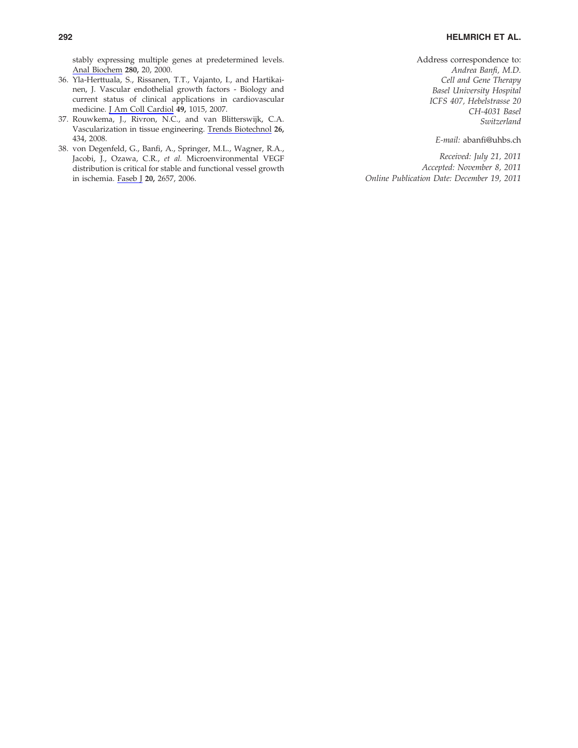stably expressing multiple genes at predetermined levels. Anal Biochem **280,** 20, 2000.

36. Yla-Herttuala, S., Rissanen, T.T., Vajanto, I., and Hartikainen, J. Vascular endothelial growth factors - Biology and current status of clinical applications in cardiovascular medicine. J Am Coll Cardiol **49,** 1015, 2007.
37. Rouwkema, J., Rivron, N.C., and van Blitterswijk, C.A. Vascularization in tissue engineering. Trends Biotechnol **26,** 434, 2008.
38. von Degenfeld, G., Banfi, A., Springer, M.L., Wagner, R.A., Jacobi, J., Ozawa, C.R., *et al.* Microenvironmental VEGF distribution is critical for stable and functional vessel growth in ischemia. Faseb J **20,** 2657, 2006.

Address correspondence to:
*Andrea Banfi, M.D.*
*Cell and Gene Therapy*
*Basel University Hospital*
*ICFS 407, Hebelstrasse 20*
*CH-4031 Basel*
*Switzerland*

*E-mail:* abanfi@uhbs.ch

*Received: July 21, 2011*
*Accepted: November 8, 2011*
*Online Publication Date: December 19, 2011*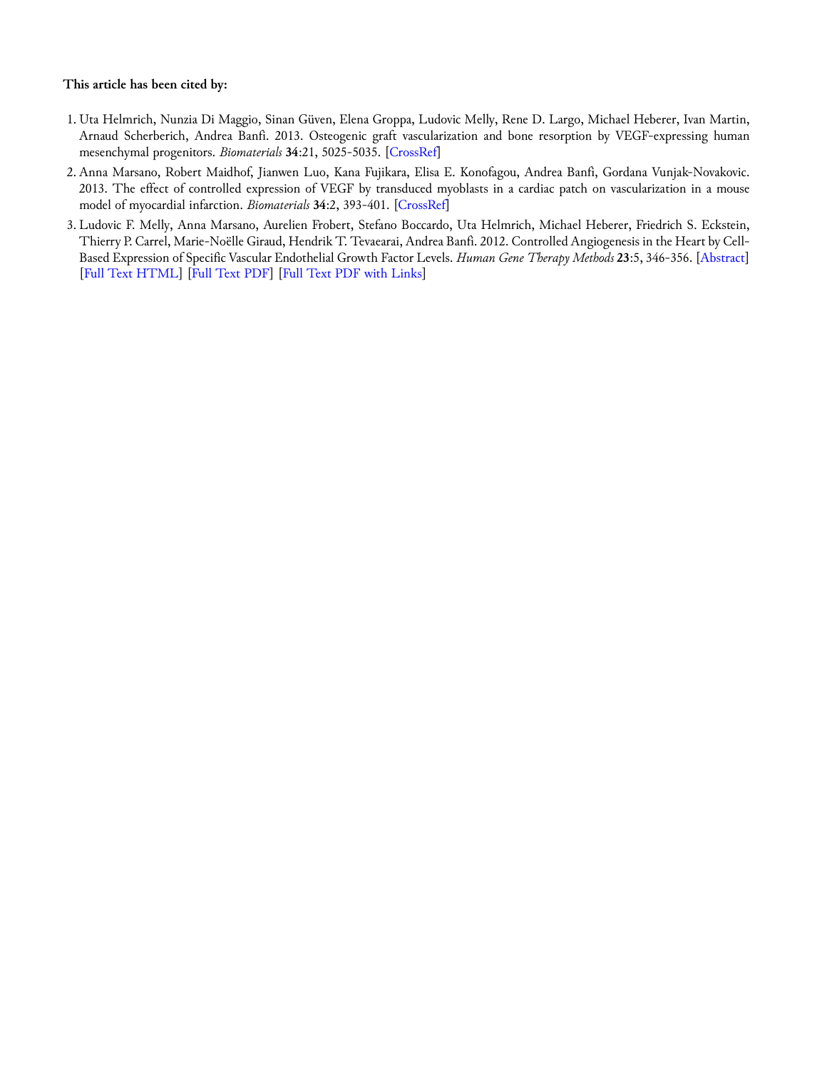**This article has been cited by:**

1. Uta Helmrich, Nunzia Di Maggio, Sinan Güven, Elena Groppa, Ludovic Melly, Rene D. Largo, Michael Heberer, Ivan Martin, Arnaud Scherberich, Andrea Banfi. 2013. Osteogenic graft vascularization and bone resorption by VEGF-expressing human mesenchymal progenitors. *Biomaterials* **34**:21, 5025-5035. [CrossRef]
2. Anna Marsano, Robert Maidhof, Jianwen Luo, Kana Fujikara, Elisa E. Konofagou, Andrea Banfi, Gordana Vunjak-Novakovic. 2013. The effect of controlled expression of VEGF by transduced myoblasts in a cardiac patch on vascularization in a mouse model of myocardial infarction. *Biomaterials* **34**:2, 393-401. [CrossRef]
3. Ludovic F. Melly, Anna Marsano, Aurelien Frobert, Stefano Boccardo, Uta Helmrich, Michael Heberer, Friedrich S. Eckstein, Thierry P. Carrel, Marie-Noëlle Giraud, Hendrik T. Tevaearai, Andrea Banfi. 2012. Controlled Angiogenesis in the Heart by Cell-Based Expression of Specific Vascular Endothelial Growth Factor Levels. *Human Gene Therapy Methods* **23**:5, 346-356. [Abstract] [Full Text HTML] [Full Text PDF] [Full Text PDF with Links]